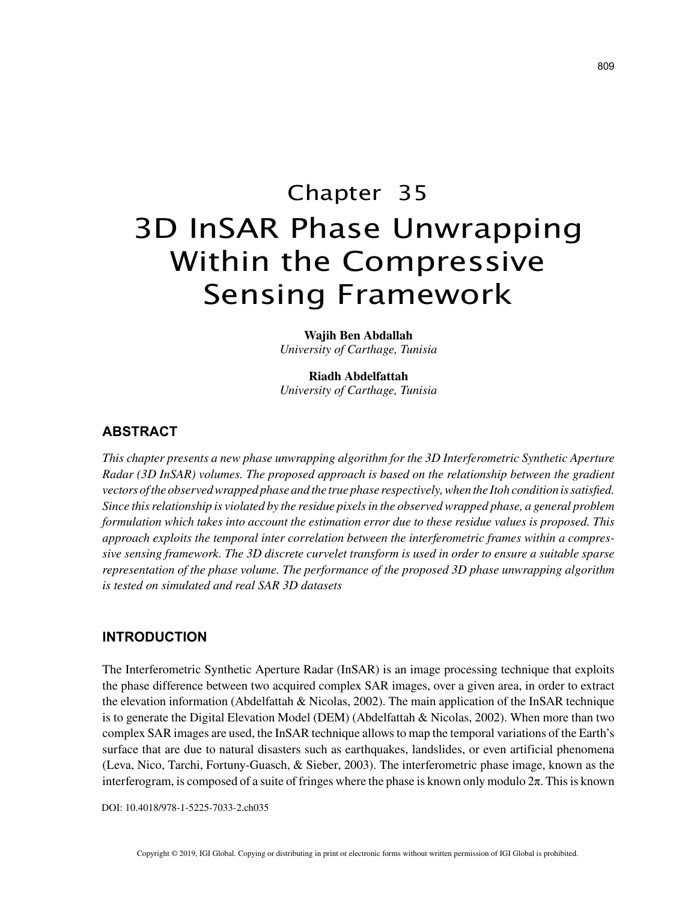# Chapter 35
# 3D InSAR Phase Unwrapping Within the Compressive Sensing Framework

**Wajih Ben Abdallah**
*University of Carthage, Tunisia*

**Riadh Abdelfattah**
*University of Carthage, Tunisia*

## ABSTRACT

*This chapter presents a new phase unwrapping algorithm for the 3D Interferometric Synthetic Aperture Radar (3D InSAR) volumes. The proposed approach is based on the relationship between the gradient vectors of the observed wrapped phase and the true phase respectively, when the Itoh condition is satisfied. Since this relationship is violated by the residue pixels in the observed wrapped phase, a general problem formulation which takes into account the estimation error due to these residue values is proposed. This approach exploits the temporal inter correlation between the interferometric frames within a compressive sensing framework. The 3D discrete curvelet transform is used in order to ensure a suitable sparse representation of the phase volume. The performance of the proposed 3D phase unwrapping algorithm is tested on simulated and real SAR 3D datasets*

## INTRODUCTION

The Interferometric Synthetic Aperture Radar (InSAR) is an image processing technique that exploits the phase difference between two acquired complex SAR images, over a given area, in order to extract the elevation information (Abdelfattah & Nicolas, 2002). The main application of the InSAR technique is to generate the Digital Elevation Model (DEM) (Abdelfattah & Nicolas, 2002). When more than two complex SAR images are used, the InSAR technique allows to map the temporal variations of the Earth's surface that are due to natural disasters such as earthquakes, landslides, or even artificial phenomena (Leva, Nico, Tarchi, Fortuny-Guasch, & Sieber, 2003). The interferometric phase image, known as the interferogram, is composed of a suite of fringes where the phase is known only modulo $2\pi$. This is known

DOI: 10.4018/978-1-5225-7033-2.ch035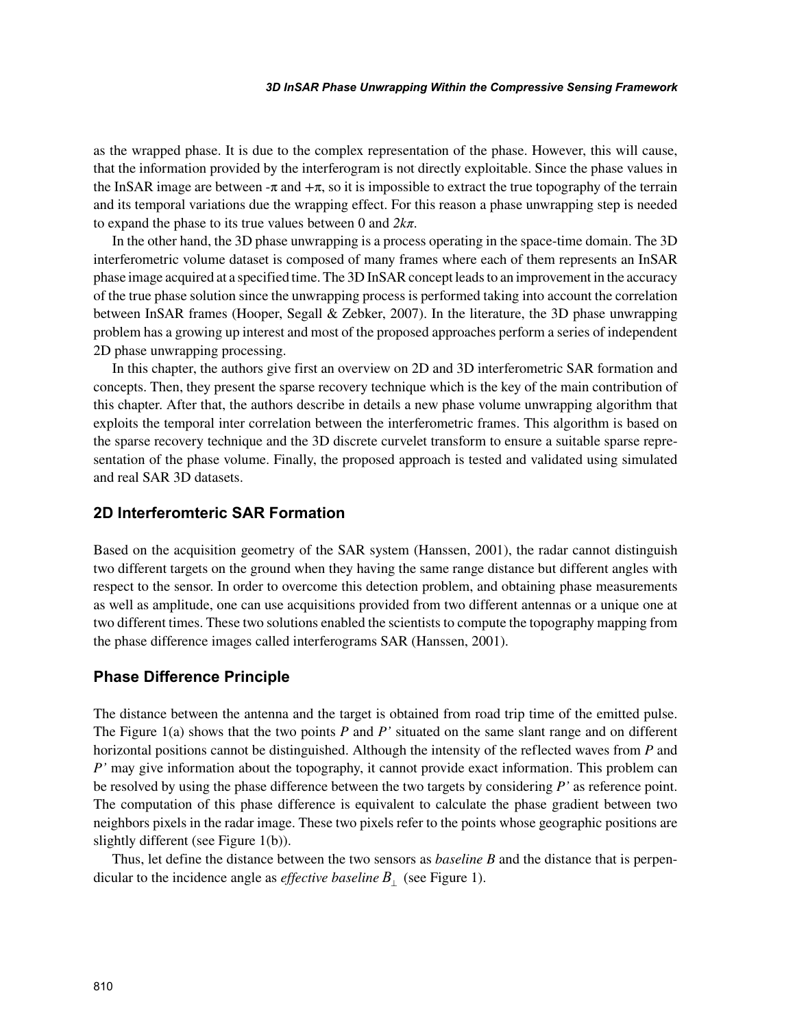as the wrapped phase. It is due to the complex representation of the phase. However, this will cause, that the information provided by the interferogram is not directly exploitable. Since the phase values in the InSAR image are between $-\pi$ and $+\pi$, so it is impossible to extract the true topography of the terrain and its temporal variations due the wrapping effect. For this reason a phase unwrapping step is needed to expand the phase to its true values between 0 and $2k\pi$.

In the other hand, the 3D phase unwrapping is a process operating in the space-time domain. The 3D interferometric volume dataset is composed of many frames where each of them represents an InSAR phase image acquired at a specified time. The 3D InSAR concept leads to an improvement in the accuracy of the true phase solution since the unwrapping process is performed taking into account the correlation between InSAR frames (Hooper, Segall & Zebker, 2007). In the literature, the 3D phase unwrapping problem has a growing up interest and most of the proposed approaches perform a series of independent 2D phase unwrapping processing.

In this chapter, the authors give first an overview on 2D and 3D interferometric SAR formation and concepts. Then, they present the sparse recovery technique which is the key of the main contribution of this chapter. After that, the authors describe in details a new phase volume unwrapping algorithm that exploits the temporal inter correlation between the interferometric frames. This algorithm is based on the sparse recovery technique and the 3D discrete curvelet transform to ensure a suitable sparse representation of the phase volume. Finally, the proposed approach is tested and validated using simulated and real SAR 3D datasets.

## 2D Interferomteric SAR Formation

Based on the acquisition geometry of the SAR system (Hanssen, 2001), the radar cannot distinguish two different targets on the ground when they having the same range distance but different angles with respect to the sensor. In order to overcome this detection problem, and obtaining phase measurements as well as amplitude, one can use acquisitions provided from two different antennas or a unique one at two different times. These two solutions enabled the scientists to compute the topography mapping from the phase difference images called interferograms SAR (Hanssen, 2001).

### Phase Difference Principle

The distance between the antenna and the target is obtained from road trip time of the emitted pulse. The Figure 1(a) shows that the two points *P* and *P'* situated on the same slant range and on different horizontal positions cannot be distinguished. Although the intensity of the reflected waves from *P* and *P'* may give information about the topography, it cannot provide exact information. This problem can be resolved by using the phase difference between the two targets by considering *P'* as reference point. The computation of this phase difference is equivalent to calculate the phase gradient between two neighbors pixels in the radar image. These two pixels refer to the points whose geographic positions are slightly different (see Figure 1(b)).

Thus, let define the distance between the two sensors as *baseline B* and the distance that is perpendicular to the incidence angle as *effective baseline* $B_{\perp}$ (see Figure 1).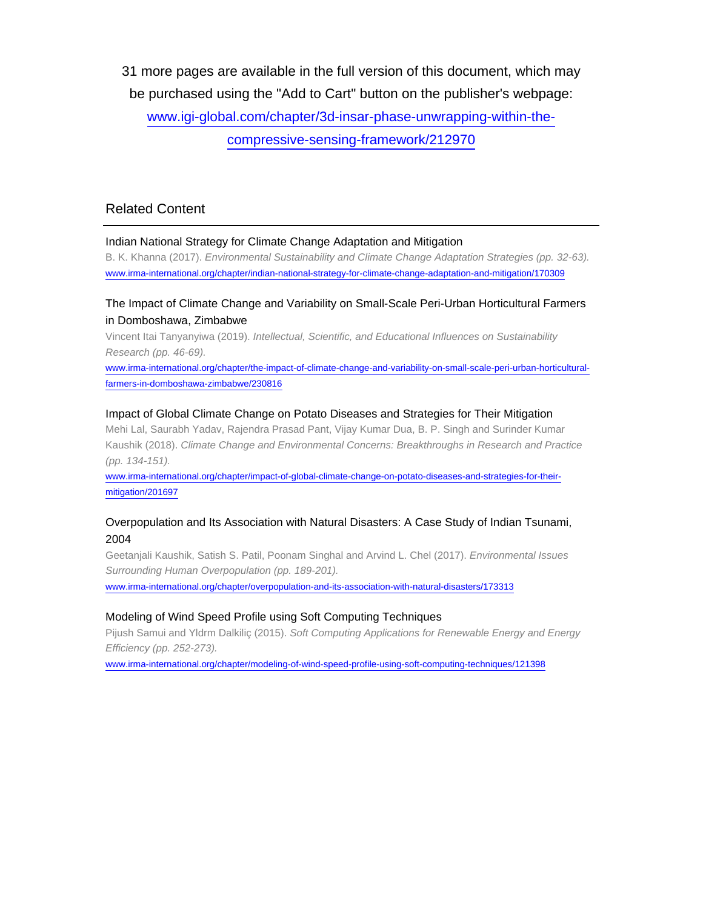31 more pages are available in the full version of this document, which may be purchased using the "Add to Cart" button on the publisher's webpage: [www.igi-global.com/chapter/3d-insar-phase-unwrapping-within-the-compressive-sensing-framework/212970](www.igi-global.com/chapter/3d-insar-phase-unwrapping-within-the-compressive-sensing-framework/212970)

## Related Content

**Indian National Strategy for Climate Change Adaptation and Mitigation**
B. K. Khanna (2017). *Environmental Sustainability and Climate Change Adaptation Strategies (pp. 32-63).*
[www.irma-international.org/chapter/indian-national-strategy-for-climate-change-adaptation-and-mitigation/170309](www.irma-international.org/chapter/indian-national-strategy-for-climate-change-adaptation-and-mitigation/170309)

**The Impact of Climate Change and Variability on Small-Scale Peri-Urban Horticultural Farmers in Domboshawa, Zimbabwe**
Vincent Itai Tanyanyiwa (2019). *Intellectual, Scientific, and Educational Influences on Sustainability Research (pp. 46-69).*
[www.irma-international.org/chapter/the-impact-of-climate-change-and-variability-on-small-scale-peri-urban-horticultural-farmers-in-domboshawa-zimbabwe/230816](www.irma-international.org/chapter/the-impact-of-climate-change-and-variability-on-small-scale-peri-urban-horticultural-farmers-in-domboshawa-zimbabwe/230816)

**Impact of Global Climate Change on Potato Diseases and Strategies for Their Mitigation**
Mehi Lal, Saurabh Yadav, Rajendra Prasad Pant, Vijay Kumar Dua, B. P. Singh and Surinder Kumar Kaushik (2018). *Climate Change and Environmental Concerns: Breakthroughs in Research and Practice (pp. 134-151).*
[www.irma-international.org/chapter/impact-of-global-climate-change-on-potato-diseases-and-strategies-for-their-mitigation/201697](www.irma-international.org/chapter/impact-of-global-climate-change-on-potato-diseases-and-strategies-for-their-mitigation/201697)

**Overpopulation and Its Association with Natural Disasters: A Case Study of Indian Tsunami, 2004**
Geetanjali Kaushik, Satish S. Patil, Poonam Singhal and Arvind L. Chel (2017). *Environmental Issues Surrounding Human Overpopulation (pp. 189-201).*
[www.irma-international.org/chapter/overpopulation-and-its-association-with-natural-disasters/173313](www.irma-international.org/chapter/overpopulation-and-its-association-with-natural-disasters/173313)

**Modeling of Wind Speed Profile using Soft Computing Techniques**
Pijush Samui and Yldrm Dalkiliç (2015). *Soft Computing Applications for Renewable Energy and Energy Efficiency (pp. 252-273).*
[www.irma-international.org/chapter/modeling-of-wind-speed-profile-using-soft-computing-techniques/121398](www.irma-international.org/chapter/modeling-of-wind-speed-profile-using-soft-computing-techniques/121398)